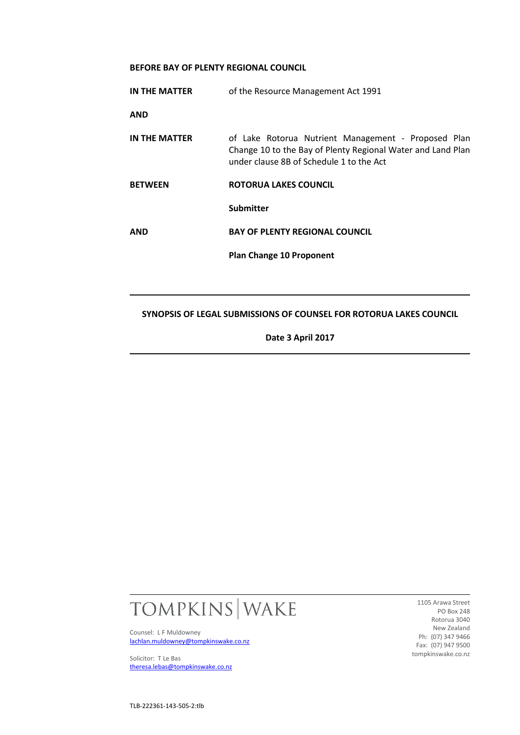**BEFORE BAY OF PLENTY REGIONAL COUNCIL**

| | |
|---|---|
| **IN THE MATTER** | of the Resource Management Act 1991 |
| **AND** | |
| **IN THE MATTER** | of Lake Rotorua Nutrient Management - Proposed Plan Change 10 to the Bay of Plenty Regional Water and Land Plan under clause 8B of Schedule 1 to the Act |
| **BETWEEN** | **ROTORUA LAKES COUNCIL** |
| | **Submitter** |
| **AND** | **BAY OF PLENTY REGIONAL COUNCIL** |
| | **Plan Change 10 Proponent** |

---

**SYNOPSIS OF LEGAL SUBMISSIONS OF COUNSEL FOR ROTORUA LAKES COUNCIL**

**Date 3 April 2017**

---

TOMPKINS | WAKE

Counsel: L F Muldowney
lachlan.muldowney@tompkinswake.co.nz

Solicitor: T Le Bas
theresa.lebas@tompkinswake.co.nz

1105 Arawa Street
PO Box 248
Rotorua 3040
New Zealand
Ph: (07) 347 9466
Fax: (07) 947 9500
tompkinswake.co.nz

TLB-222361-143-505-2:tlb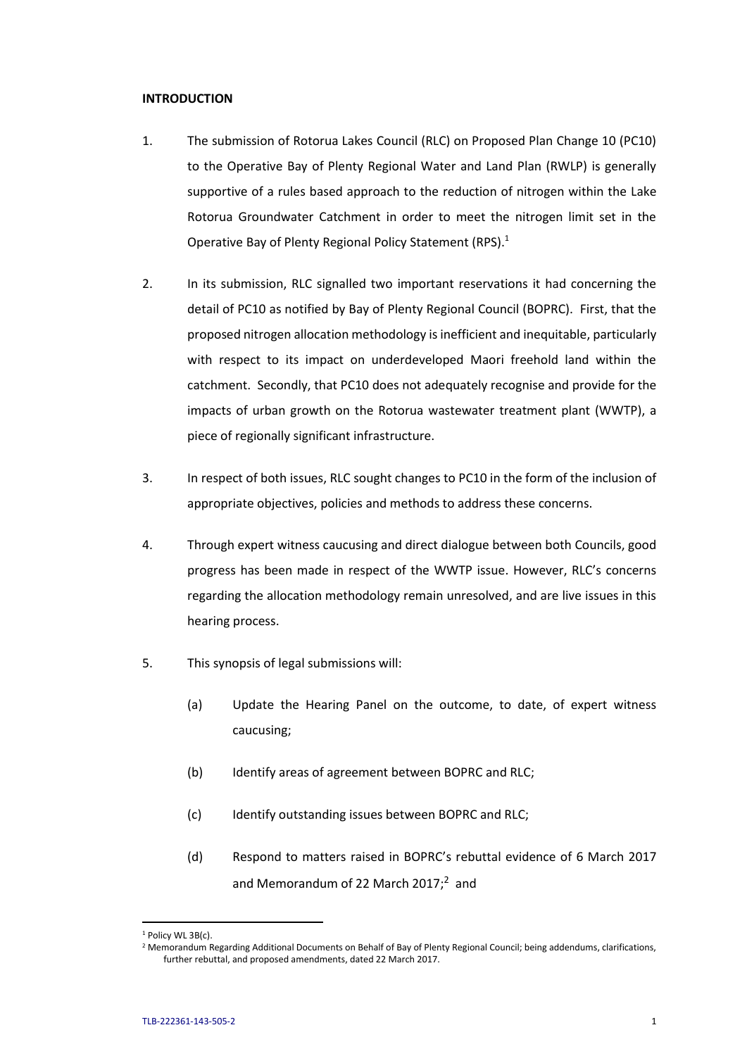**INTRODUCTION**

1. The submission of Rotorua Lakes Council (RLC) on Proposed Plan Change 10 (PC10) to the Operative Bay of Plenty Regional Water and Land Plan (RWLP) is generally supportive of a rules based approach to the reduction of nitrogen within the Lake Rotorua Groundwater Catchment in order to meet the nitrogen limit set in the Operative Bay of Plenty Regional Policy Statement (RPS).[1]

2. In its submission, RLC signalled two important reservations it had concerning the detail of PC10 as notified by Bay of Plenty Regional Council (BOPRC). First, that the proposed nitrogen allocation methodology is inefficient and inequitable, particularly with respect to its impact on underdeveloped Maori freehold land within the catchment. Secondly, that PC10 does not adequately recognise and provide for the impacts of urban growth on the Rotorua wastewater treatment plant (WWTP), a piece of regionally significant infrastructure.

3. In respect of both issues, RLC sought changes to PC10 in the form of the inclusion of appropriate objectives, policies and methods to address these concerns.

4. Through expert witness caucusing and direct dialogue between both Councils, good progress has been made in respect of the WWTP issue. However, RLC's concerns regarding the allocation methodology remain unresolved, and are live issues in this hearing process.

5. This synopsis of legal submissions will:

   (a) Update the Hearing Panel on the outcome, to date, of expert witness caucusing;

   (b) Identify areas of agreement between BOPRC and RLC;

   (c) Identify outstanding issues between BOPRC and RLC;

   (d) Respond to matters raised in BOPRC's rebuttal evidence of 6 March 2017 and Memorandum of 22 March 2017;[2] and

---

[1] Policy WL 3B(c).

[2] Memorandum Regarding Additional Documents on Behalf of Bay of Plenty Regional Council; being addendums, clarifications, further rebuttal, and proposed amendments, dated 22 March 2017.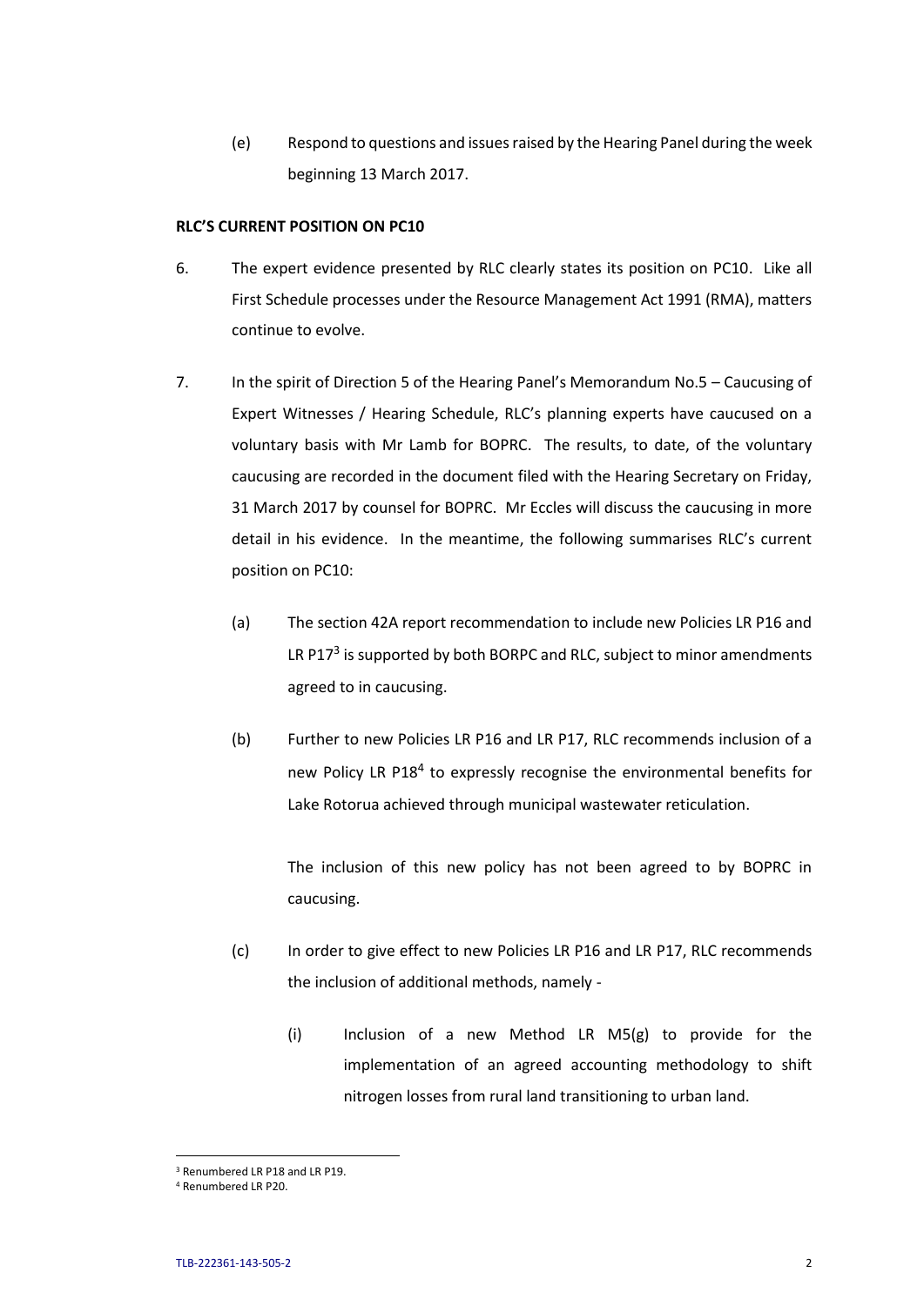(e) Respond to questions and issues raised by the Hearing Panel during the week beginning 13 March 2017.

**RLC'S CURRENT POSITION ON PC10**

6. The expert evidence presented by RLC clearly states its position on PC10. Like all First Schedule processes under the Resource Management Act 1991 (RMA), matters continue to evolve.

7. In the spirit of Direction 5 of the Hearing Panel's Memorandum No.5 – Caucusing of Expert Witnesses / Hearing Schedule, RLC's planning experts have caucused on a voluntary basis with Mr Lamb for BOPRC. The results, to date, of the voluntary caucusing are recorded in the document filed with the Hearing Secretary on Friday, 31 March 2017 by counsel for BOPRC. Mr Eccles will discuss the caucusing in more detail in his evidence. In the meantime, the following summarises RLC's current position on PC10:

   (a) The section 42A report recommendation to include new Policies LR P16 and LR P17[3] is supported by both BORPC and RLC, subject to minor amendments agreed to in caucusing.

   (b) Further to new Policies LR P16 and LR P17, RLC recommends inclusion of a new Policy LR P18[4] to expressly recognise the environmental benefits for Lake Rotorua achieved through municipal wastewater reticulation.

   The inclusion of this new policy has not been agreed to by BOPRC in caucusing.

   (c) In order to give effect to new Policies LR P16 and LR P17, RLC recommends the inclusion of additional methods, namely -

      (i) Inclusion of a new Method LR M5(g) to provide for the implementation of an agreed accounting methodology to shift nitrogen losses from rural land transitioning to urban land.

---

[3] Renumbered LR P18 and LR P19.

[4] Renumbered LR P20.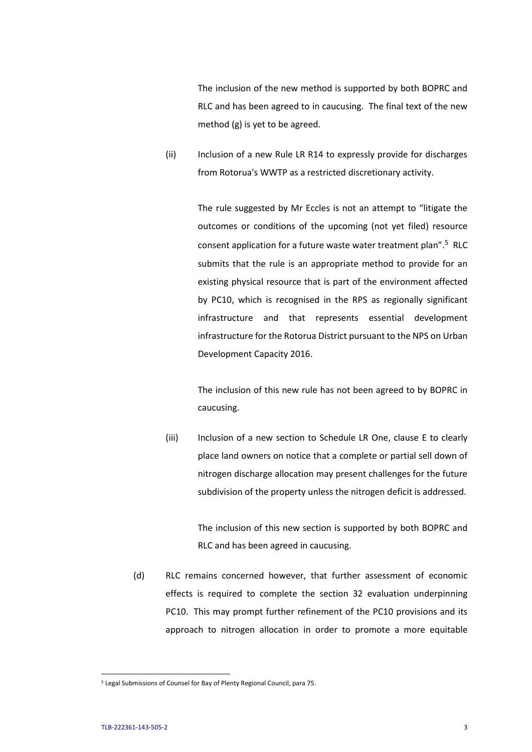The inclusion of the new method is supported by both BOPRC and RLC and has been agreed to in caucusing. The final text of the new method (g) is yet to be agreed.

(ii) Inclusion of a new Rule LR R14 to expressly provide for discharges from Rotorua's WWTP as a restricted discretionary activity.

The rule suggested by Mr Eccles is not an attempt to "litigate the outcomes or conditions of the upcoming (not yet filed) resource consent application for a future waste water treatment plan".[5] RLC submits that the rule is an appropriate method to provide for an existing physical resource that is part of the environment affected by PC10, which is recognised in the RPS as regionally significant infrastructure and that represents essential development infrastructure for the Rotorua District pursuant to the NPS on Urban Development Capacity 2016.

The inclusion of this new rule has not been agreed to by BOPRC in caucusing.

(iii) Inclusion of a new section to Schedule LR One, clause E to clearly place land owners on notice that a complete or partial sell down of nitrogen discharge allocation may present challenges for the future subdivision of the property unless the nitrogen deficit is addressed.

The inclusion of this new section is supported by both BOPRC and RLC and has been agreed in caucusing.

(d) RLC remains concerned however, that further assessment of economic effects is required to complete the section 32 evaluation underpinning PC10. This may prompt further refinement of the PC10 provisions and its approach to nitrogen allocation in order to promote a more equitable

---

[5] Legal Submissions of Counsel for Bay of Plenty Regional Council, para 75.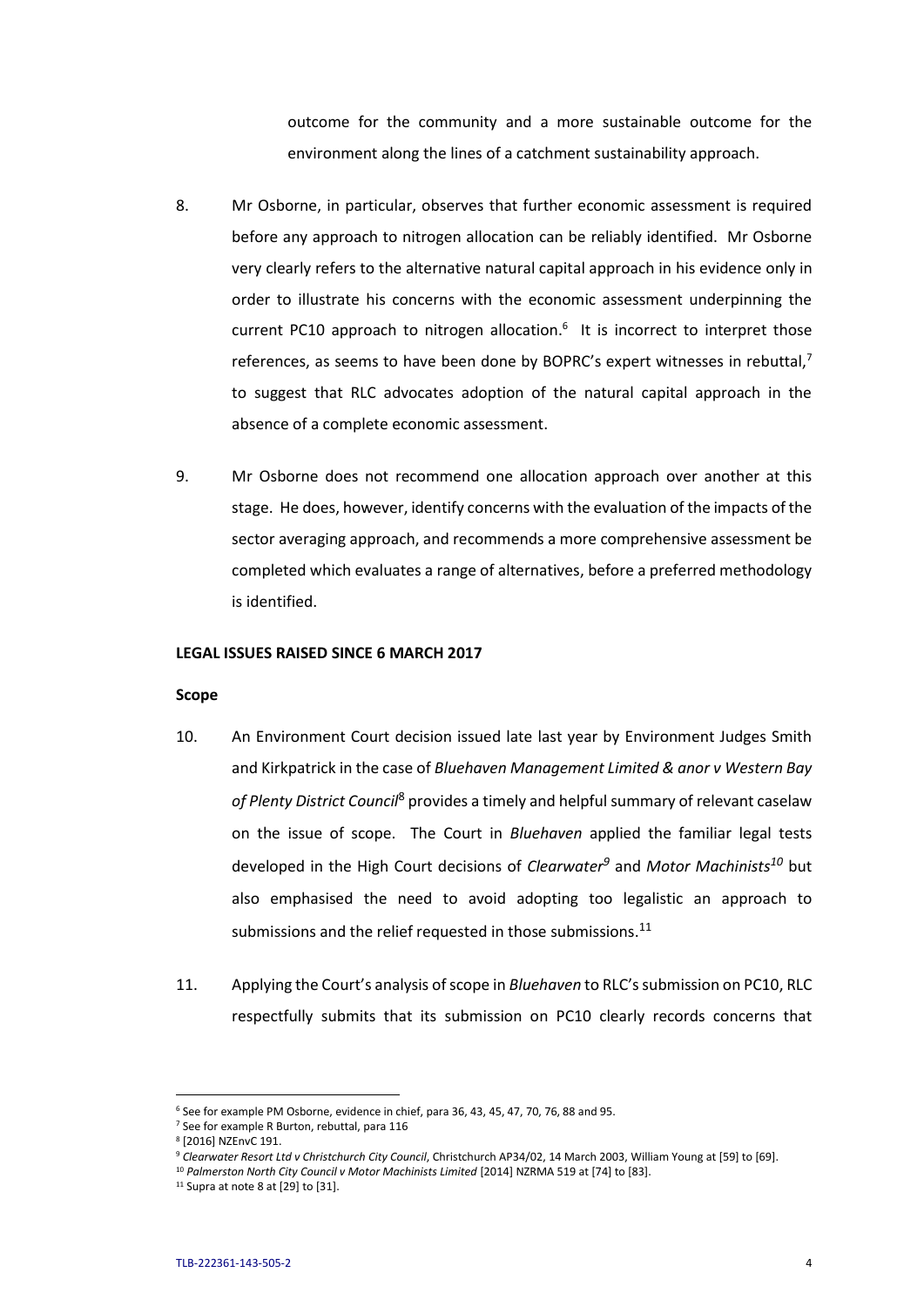outcome for the community and a more sustainable outcome for the environment along the lines of a catchment sustainability approach.

8. Mr Osborne, in particular, observes that further economic assessment is required before any approach to nitrogen allocation can be reliably identified. Mr Osborne very clearly refers to the alternative natural capital approach in his evidence only in order to illustrate his concerns with the economic assessment underpinning the current PC10 approach to nitrogen allocation.[6] It is incorrect to interpret those references, as seems to have been done by BOPRC's expert witnesses in rebuttal,[7] to suggest that RLC advocates adoption of the natural capital approach in the absence of a complete economic assessment.

9. Mr Osborne does not recommend one allocation approach over another at this stage. He does, however, identify concerns with the evaluation of the impacts of the sector averaging approach, and recommends a more comprehensive assessment be completed which evaluates a range of alternatives, before a preferred methodology is identified.

**LEGAL ISSUES RAISED SINCE 6 MARCH 2017**

**Scope**

10. An Environment Court decision issued late last year by Environment Judges Smith and Kirkpatrick in the case of *Bluehaven Management Limited & anor v Western Bay of Plenty District Council*[8] provides a timely and helpful summary of relevant caselaw on the issue of scope. The Court in *Bluehaven* applied the familiar legal tests developed in the High Court decisions of *Clearwater*[9] and *Motor Machinists*[10] but also emphasised the need to avoid adopting too legalistic an approach to submissions and the relief requested in those submissions.[11]

11. Applying the Court's analysis of scope in *Bluehaven* to RLC's submission on PC10, RLC respectfully submits that its submission on PC10 clearly records concerns that

---

[6] See for example PM Osborne, evidence in chief, para 36, 43, 45, 47, 70, 76, 88 and 95.

[7] See for example R Burton, rebuttal, para 116

[8] [2016] NZEnvC 191.

[9] *Clearwater Resort Ltd v Christchurch City Council*, Christchurch AP34/02, 14 March 2003, William Young at [59] to [69].

[10] *Palmerston North City Council v Motor Machinists Limited* [2014] NZRMA 519 at [74] to [83].

[11] Supra at note 8 at [29] to [31].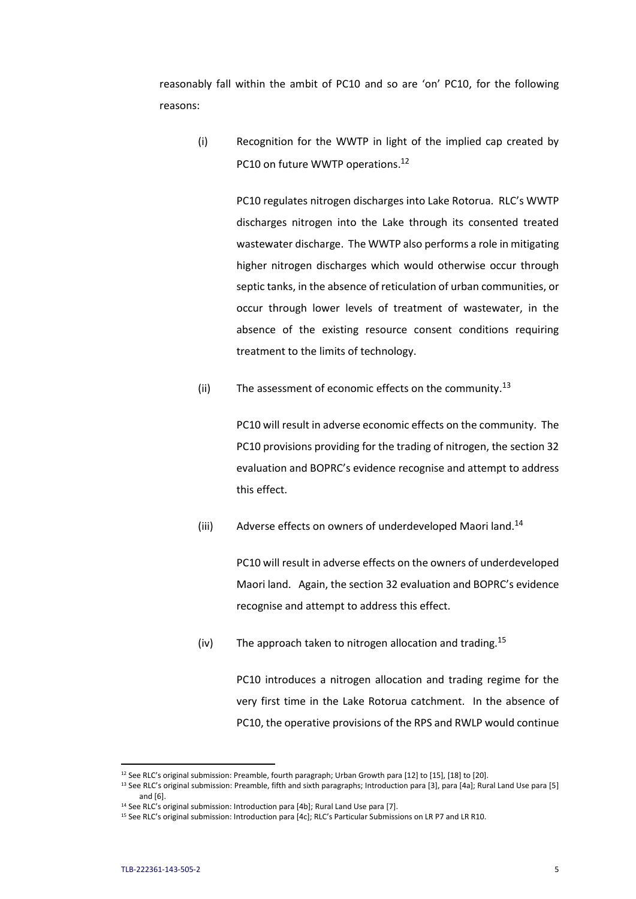reasonably fall within the ambit of PC10 and so are 'on' PC10, for the following reasons:

(i) Recognition for the WWTP in light of the implied cap created by PC10 on future WWTP operations.[12]

PC10 regulates nitrogen discharges into Lake Rotorua. RLC's WWTP discharges nitrogen into the Lake through its consented treated wastewater discharge. The WWTP also performs a role in mitigating higher nitrogen discharges which would otherwise occur through septic tanks, in the absence of reticulation of urban communities, or occur through lower levels of treatment of wastewater, in the absence of the existing resource consent conditions requiring treatment to the limits of technology.

(ii) The assessment of economic effects on the community.[13]

PC10 will result in adverse economic effects on the community. The PC10 provisions providing for the trading of nitrogen, the section 32 evaluation and BOPRC's evidence recognise and attempt to address this effect.

(iii) Adverse effects on owners of underdeveloped Maori land.[14]

PC10 will result in adverse effects on the owners of underdeveloped Maori land. Again, the section 32 evaluation and BOPRC's evidence recognise and attempt to address this effect.

(iv) The approach taken to nitrogen allocation and trading.[15]

PC10 introduces a nitrogen allocation and trading regime for the very first time in the Lake Rotorua catchment. In the absence of PC10, the operative provisions of the RPS and RWLP would continue

---

[12] See RLC's original submission: Preamble, fourth paragraph; Urban Growth para [12] to [15], [18] to [20].

[13] See RLC's original submission: Preamble, fifth and sixth paragraphs; Introduction para [3], para [4a]; Rural Land Use para [5] and [6].

[14] See RLC's original submission: Introduction para [4b]; Rural Land Use para [7].

[15] See RLC's original submission: Introduction para [4c]; RLC's Particular Submissions on LR P7 and LR R10.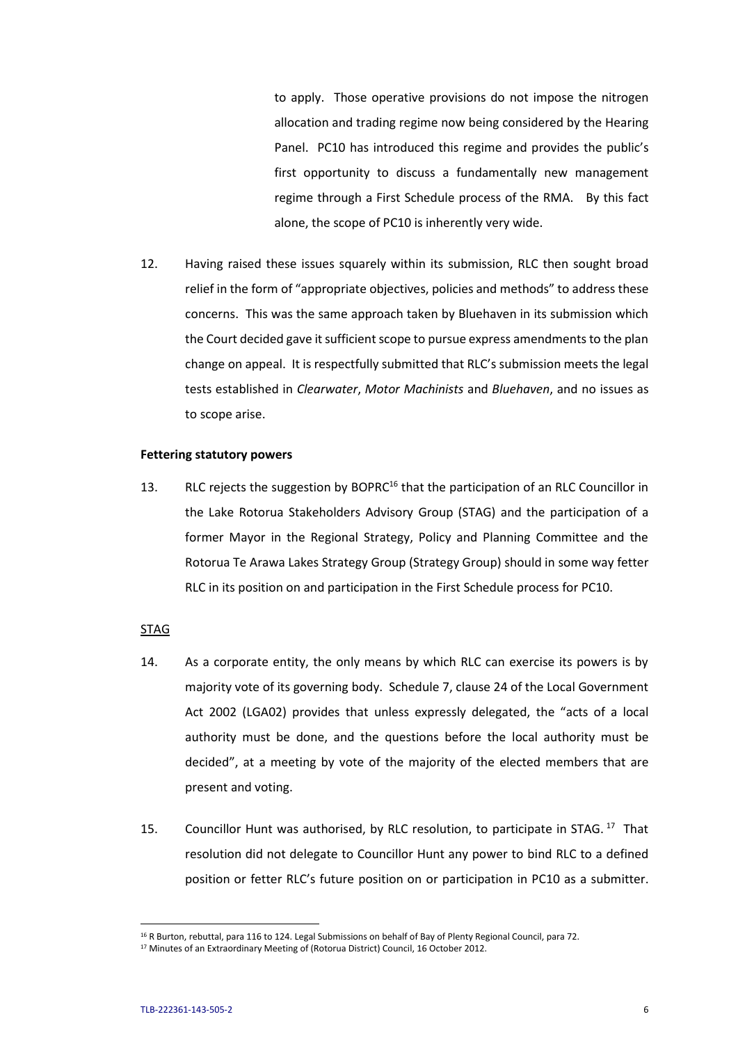to apply. Those operative provisions do not impose the nitrogen allocation and trading regime now being considered by the Hearing Panel. PC10 has introduced this regime and provides the public's first opportunity to discuss a fundamentally new management regime through a First Schedule process of the RMA. By this fact alone, the scope of PC10 is inherently very wide.

12. Having raised these issues squarely within its submission, RLC then sought broad relief in the form of "appropriate objectives, policies and methods" to address these concerns. This was the same approach taken by Bluehaven in its submission which the Court decided gave it sufficient scope to pursue express amendments to the plan change on appeal. It is respectfully submitted that RLC's submission meets the legal tests established in *Clearwater*, *Motor Machinists* and *Bluehaven*, and no issues as to scope arise.

**Fettering statutory powers**

13. RLC rejects the suggestion by BOPRC[16] that the participation of an RLC Councillor in the Lake Rotorua Stakeholders Advisory Group (STAG) and the participation of a former Mayor in the Regional Strategy, Policy and Planning Committee and the Rotorua Te Arawa Lakes Strategy Group (Strategy Group) should in some way fetter RLC in its position on and participation in the First Schedule process for PC10.

<u>STAG</u>

14. As a corporate entity, the only means by which RLC can exercise its powers is by majority vote of its governing body. Schedule 7, clause 24 of the Local Government Act 2002 (LGA02) provides that unless expressly delegated, the "acts of a local authority must be done, and the questions before the local authority must be decided", at a meeting by vote of the majority of the elected members that are present and voting.

15. Councillor Hunt was authorised, by RLC resolution, to participate in STAG.[17] That resolution did not delegate to Councillor Hunt any power to bind RLC to a defined position or fetter RLC's future position on or participation in PC10 as a submitter.

[16] R Burton, rebuttal, para 116 to 124. Legal Submissions on behalf of Bay of Plenty Regional Council, para 72.

[17] Minutes of an Extraordinary Meeting of (Rotorua District) Council, 16 October 2012.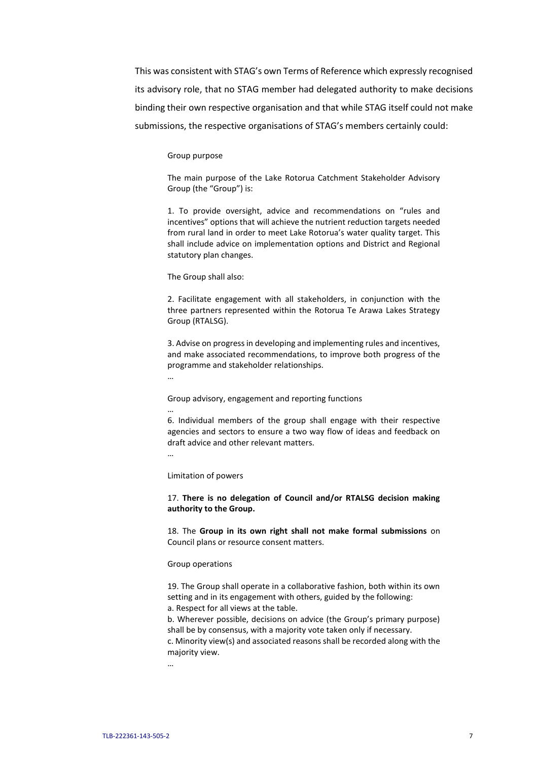This was consistent with STAG's own Terms of Reference which expressly recognised its advisory role, that no STAG member had delegated authority to make decisions binding their own respective organisation and that while STAG itself could not make submissions, the respective organisations of STAG's members certainly could:

> Group purpose
>
> The main purpose of the Lake Rotorua Catchment Stakeholder Advisory Group (the "Group") is:
>
> 1. To provide oversight, advice and recommendations on "rules and incentives" options that will achieve the nutrient reduction targets needed from rural land in order to meet Lake Rotorua's water quality target. This shall include advice on implementation options and District and Regional statutory plan changes.
>
> The Group shall also:
>
> 2. Facilitate engagement with all stakeholders, in conjunction with the three partners represented within the Rotorua Te Arawa Lakes Strategy Group (RTALSG).
>
> 3. Advise on progress in developing and implementing rules and incentives, and make associated recommendations, to improve both progress of the programme and stakeholder relationships.
>
> …
>
> Group advisory, engagement and reporting functions
>
> …
>
> 6. Individual members of the group shall engage with their respective agencies and sectors to ensure a two way flow of ideas and feedback on draft advice and other relevant matters.
>
> …
>
> Limitation of powers
>
> 17. **There is no delegation of Council and/or RTALSG decision making authority to the Group.**
>
> 18. The **Group in its own right shall not make formal submissions** on Council plans or resource consent matters.
>
> Group operations
>
> 19. The Group shall operate in a collaborative fashion, both within its own setting and in its engagement with others, guided by the following:
> a. Respect for all views at the table.
> b. Wherever possible, decisions on advice (the Group's primary purpose) shall be by consensus, with a majority vote taken only if necessary.
> c. Minority view(s) and associated reasons shall be recorded along with the majority view.
>
> …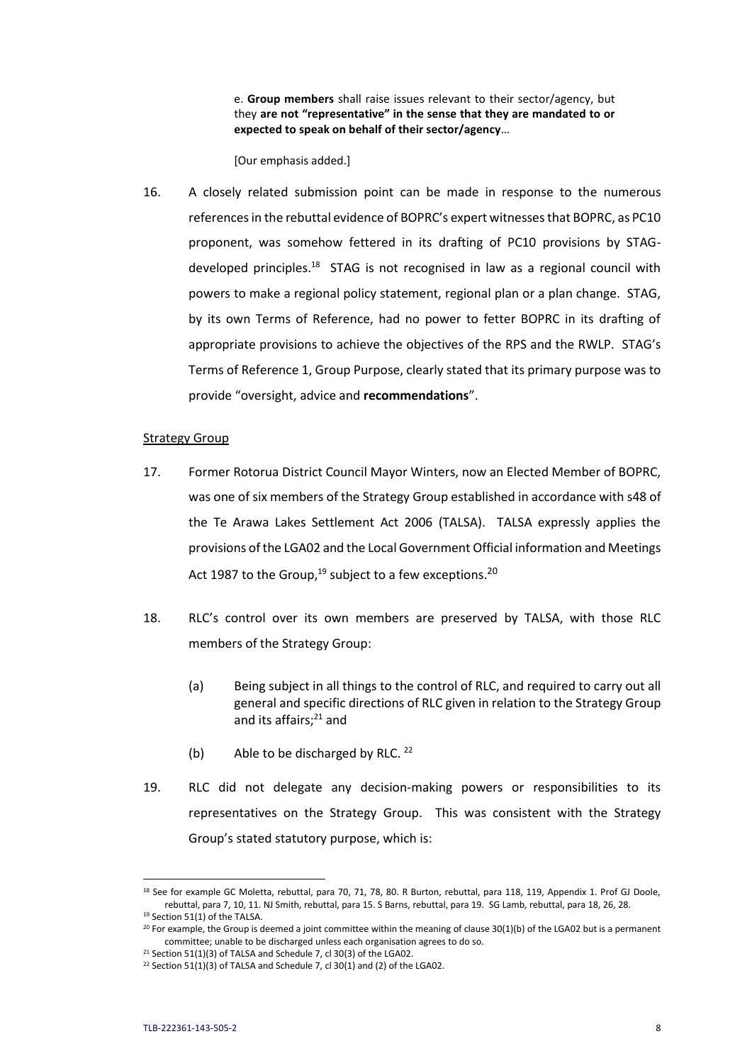e. **Group members** shall raise issues relevant to their sector/agency, but they **are not "representative" in the sense that they are mandated to or expected to speak on behalf of their sector/agency**…

[Our emphasis added.]

16. A closely related submission point can be made in response to the numerous references in the rebuttal evidence of BOPRC's expert witnesses that BOPRC, as PC10 proponent, was somehow fettered in its drafting of PC10 provisions by STAG-developed principles.[18] STAG is not recognised in law as a regional council with powers to make a regional policy statement, regional plan or a plan change. STAG, by its own Terms of Reference, had no power to fetter BOPRC in its drafting of appropriate provisions to achieve the objectives of the RPS and the RWLP. STAG's Terms of Reference 1, Group Purpose, clearly stated that its primary purpose was to provide "oversight, advice and **recommendations**".

<u>Strategy Group</u>

17. Former Rotorua District Council Mayor Winters, now an Elected Member of BOPRC, was one of six members of the Strategy Group established in accordance with s48 of the Te Arawa Lakes Settlement Act 2006 (TALSA). TALSA expressly applies the provisions of the LGA02 and the Local Government Official information and Meetings Act 1987 to the Group,[19] subject to a few exceptions.[20]

18. RLC's control over its own members are preserved by TALSA, with those RLC members of the Strategy Group:

    (a) Being subject in all things to the control of RLC, and required to carry out all general and specific directions of RLC given in relation to the Strategy Group and its affairs;[21] and

    (b) Able to be discharged by RLC. [22]

19. RLC did not delegate any decision-making powers or responsibilities to its representatives on the Strategy Group. This was consistent with the Strategy Group's stated statutory purpose, which is:

---

[18] See for example GC Moletta, rebuttal, para 70, 71, 78, 80. R Burton, rebuttal, para 118, 119, Appendix 1. Prof GJ Doole, rebuttal, para 7, 10, 11. NJ Smith, rebuttal, para 15. S Barns, rebuttal, para 19. SG Lamb, rebuttal, para 18, 26, 28.

[19] Section 51(1) of the TALSA.

[20] For example, the Group is deemed a joint committee within the meaning of clause 30(1)(b) of the LGA02 but is a permanent committee; unable to be discharged unless each organisation agrees to do so.

[21] Section 51(1)(3) of TALSA and Schedule 7, cl 30(3) of the LGA02.

[22] Section 51(1)(3) of TALSA and Schedule 7, cl 30(1) and (2) of the LGA02.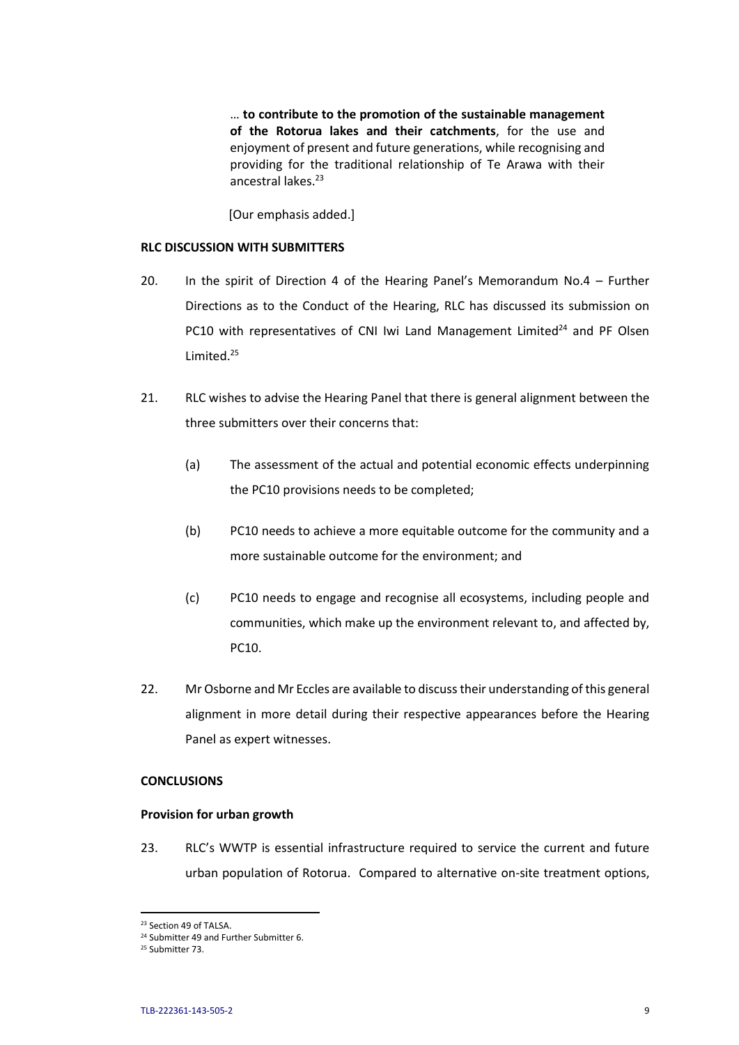> … **to contribute to the promotion of the sustainable management of the Rotorua lakes and their catchments**, for the use and enjoyment of present and future generations, while recognising and providing for the traditional relationship of Te Arawa with their ancestral lakes.[23]
>
> [Our emphasis added.]

**RLC DISCUSSION WITH SUBMITTERS**

20. In the spirit of Direction 4 of the Hearing Panel's Memorandum No.4 – Further Directions as to the Conduct of the Hearing, RLC has discussed its submission on PC10 with representatives of CNI Iwi Land Management Limited[24] and PF Olsen Limited.[25]

21. RLC wishes to advise the Hearing Panel that there is general alignment between the three submitters over their concerns that:

    (a) The assessment of the actual and potential economic effects underpinning the PC10 provisions needs to be completed;

    (b) PC10 needs to achieve a more equitable outcome for the community and a more sustainable outcome for the environment; and

    (c) PC10 needs to engage and recognise all ecosystems, including people and communities, which make up the environment relevant to, and affected by, PC10.

22. Mr Osborne and Mr Eccles are available to discuss their understanding of this general alignment in more detail during their respective appearances before the Hearing Panel as expert witnesses.

**CONCLUSIONS**

**Provision for urban growth**

23. RLC's WWTP is essential infrastructure required to service the current and future urban population of Rotorua. Compared to alternative on-site treatment options,

---

[23] Section 49 of TALSA.

[24] Submitter 49 and Further Submitter 6.

[25] Submitter 73.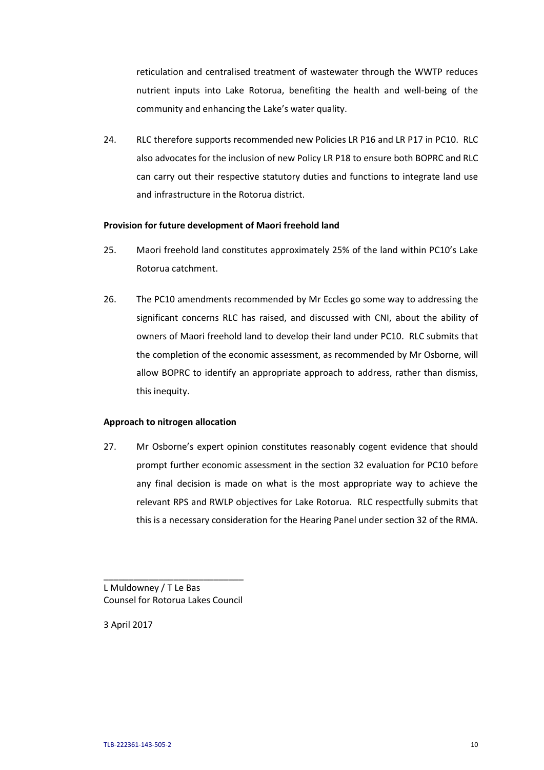reticulation and centralised treatment of wastewater through the WWTP reduces nutrient inputs into Lake Rotorua, benefiting the health and well-being of the community and enhancing the Lake's water quality.

24. RLC therefore supports recommended new Policies LR P16 and LR P17 in PC10. RLC also advocates for the inclusion of new Policy LR P18 to ensure both BOPRC and RLC can carry out their respective statutory duties and functions to integrate land use and infrastructure in the Rotorua district.

**Provision for future development of Maori freehold land**

25. Maori freehold land constitutes approximately 25% of the land within PC10's Lake Rotorua catchment.

26. The PC10 amendments recommended by Mr Eccles go some way to addressing the significant concerns RLC has raised, and discussed with CNI, about the ability of owners of Maori freehold land to develop their land under PC10. RLC submits that the completion of the economic assessment, as recommended by Mr Osborne, will allow BOPRC to identify an appropriate approach to address, rather than dismiss, this inequity.

**Approach to nitrogen allocation**

27. Mr Osborne's expert opinion constitutes reasonably cogent evidence that should prompt further economic assessment in the section 32 evaluation for PC10 before any final decision is made on what is the most appropriate way to achieve the relevant RPS and RWLP objectives for Lake Rotorua. RLC respectfully submits that this is a necessary consideration for the Hearing Panel under section 32 of the RMA.

\_\_\_\_\_\_\_\_\_\_\_\_\_\_\_\_\_\_\_\_\_\_\_\_\_\_\_\_

L Muldowney / T Le Bas
Counsel for Rotorua Lakes Council

3 April 2017

TLB-222361-143-505-2